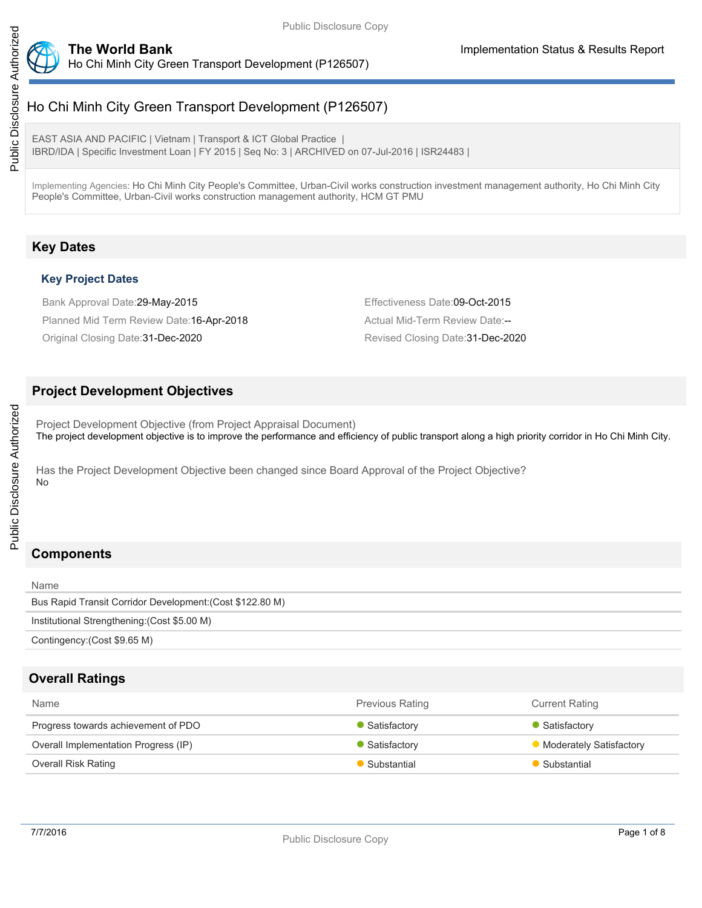# Ho Chi Minh City Green Transport Development (P126507)

EAST ASIA AND PACIFIC | Vietnam | Transport & ICT Global Practice |
IBRD/IDA | Specific Investment Loan | FY 2015 | Seq No: 3 | ARCHIVED on 07-Jul-2016 | ISR24483 |

Implementing Agencies: Ho Chi Minh City People's Committee, Urban-Civil works construction investment management authority, Ho Chi Minh City People's Committee, Urban-Civil works construction management authority, HCM GT PMU

## Key Dates

### Key Project Dates

Bank Approval Date:29-May-2015

Effectiveness Date:09-Oct-2015

Planned Mid Term Review Date:16-Apr-2018

Actual Mid-Term Review Date:--

Original Closing Date:31-Dec-2020

Revised Closing Date:31-Dec-2020

## Project Development Objectives

Project Development Objective (from Project Appraisal Document)

The project development objective is to improve the performance and efficiency of public transport along a high priority corridor in Ho Chi Minh City.

Has the Project Development Objective been changed since Board Approval of the Project Objective?

No

## Components

| Name |
|---|
| Bus Rapid Transit Corridor Development:(Cost $122.80 M) |
| Institutional Strengthening:(Cost $5.00 M) |
| Contingency:(Cost $9.65 M) |

## Overall Ratings

| Name | Previous Rating | Current Rating |
|---|---|---|
| Progress towards achievement of PDO | Satisfactory | Satisfactory |
| Overall Implementation Progress (IP) | Satisfactory | Moderately Satisfactory |
| Overall Risk Rating | Substantial | Substantial |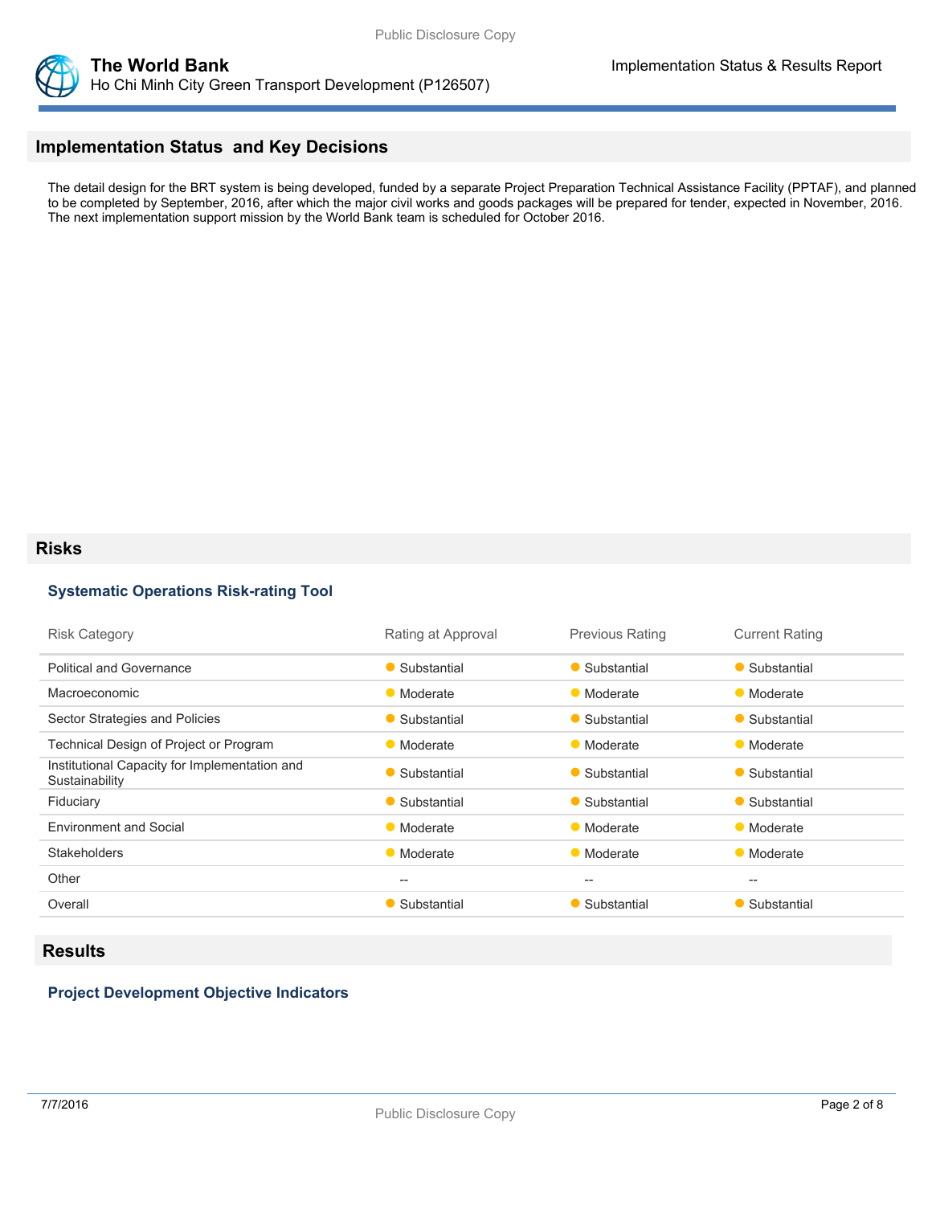## Implementation Status and Key Decisions

The detail design for the BRT system is being developed, funded by a separate Project Preparation Technical Assistance Facility (PPTAF), and planned to be completed by September, 2016, after which the major civil works and goods packages will be prepared for tender, expected in November, 2016. The next implementation support mission by the World Bank team is scheduled for October 2016.

## Risks

### Systematic Operations Risk-rating Tool

| Risk Category | Rating at Approval | Previous Rating | Current Rating |
|---|---|---|---|
| Political and Governance | Substantial | Substantial | Substantial |
| Macroeconomic | Moderate | Moderate | Moderate |
| Sector Strategies and Policies | Substantial | Substantial | Substantial |
| Technical Design of Project or Program | Moderate | Moderate | Moderate |
| Institutional Capacity for Implementation and Sustainability | Substantial | Substantial | Substantial |
| Fiduciary | Substantial | Substantial | Substantial |
| Environment and Social | Moderate | Moderate | Moderate |
| Stakeholders | Moderate | Moderate | Moderate |
| Other | -- | -- | -- |
| Overall | Substantial | Substantial | Substantial |

## Results

### Project Development Objective Indicators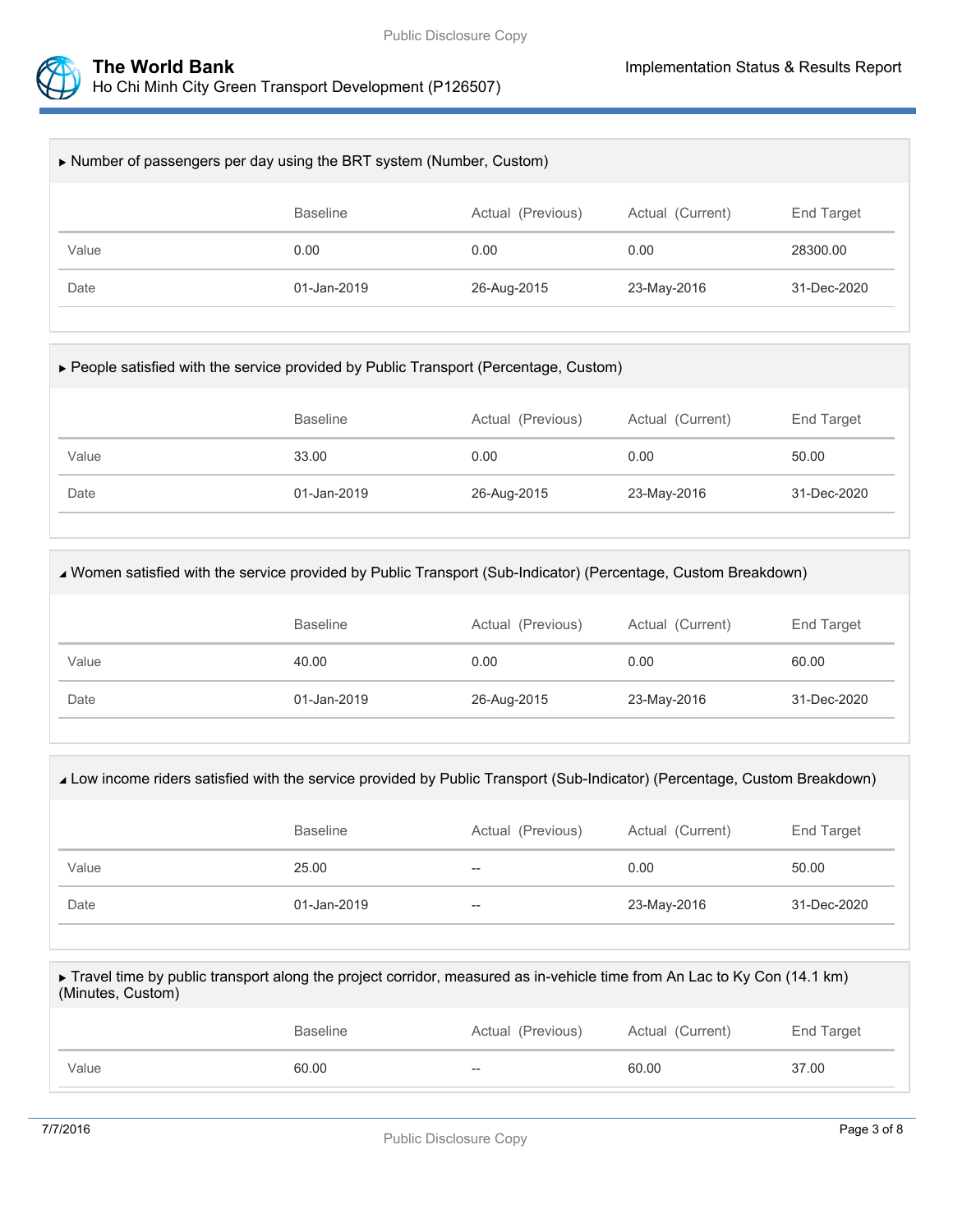▶ Number of passengers per day using the BRT system (Number, Custom)

| | Baseline | Actual (Previous) | Actual (Current) | End Target |
|---|---|---|---|---|
| Value | 0.00 | 0.00 | 0.00 | 28300.00 |
| Date | 01-Jan-2019 | 26-Aug-2015 | 23-May-2016 | 31-Dec-2020 |

▶ People satisfied with the service provided by Public Transport (Percentage, Custom)

| | Baseline | Actual (Previous) | Actual (Current) | End Target |
|---|---|---|---|---|
| Value | 33.00 | 0.00 | 0.00 | 50.00 |
| Date | 01-Jan-2019 | 26-Aug-2015 | 23-May-2016 | 31-Dec-2020 |

◢ Women satisfied with the service provided by Public Transport (Sub-Indicator) (Percentage, Custom Breakdown)

| | Baseline | Actual (Previous) | Actual (Current) | End Target |
|---|---|---|---|---|
| Value | 40.00 | 0.00 | 0.00 | 60.00 |
| Date | 01-Jan-2019 | 26-Aug-2015 | 23-May-2016 | 31-Dec-2020 |

◢ Low income riders satisfied with the service provided by Public Transport (Sub-Indicator) (Percentage, Custom Breakdown)

| | Baseline | Actual (Previous) | Actual (Current) | End Target |
|---|---|---|---|---|
| Value | 25.00 | -- | 0.00 | 50.00 |
| Date | 01-Jan-2019 | -- | 23-May-2016 | 31-Dec-2020 |

▶ Travel time by public transport along the project corridor, measured as in-vehicle time from An Lac to Ky Con (14.1 km) (Minutes, Custom)

| | Baseline | Actual (Previous) | Actual (Current) | End Target |
|---|---|---|---|---|
| Value | 60.00 | -- | 60.00 | 37.00 |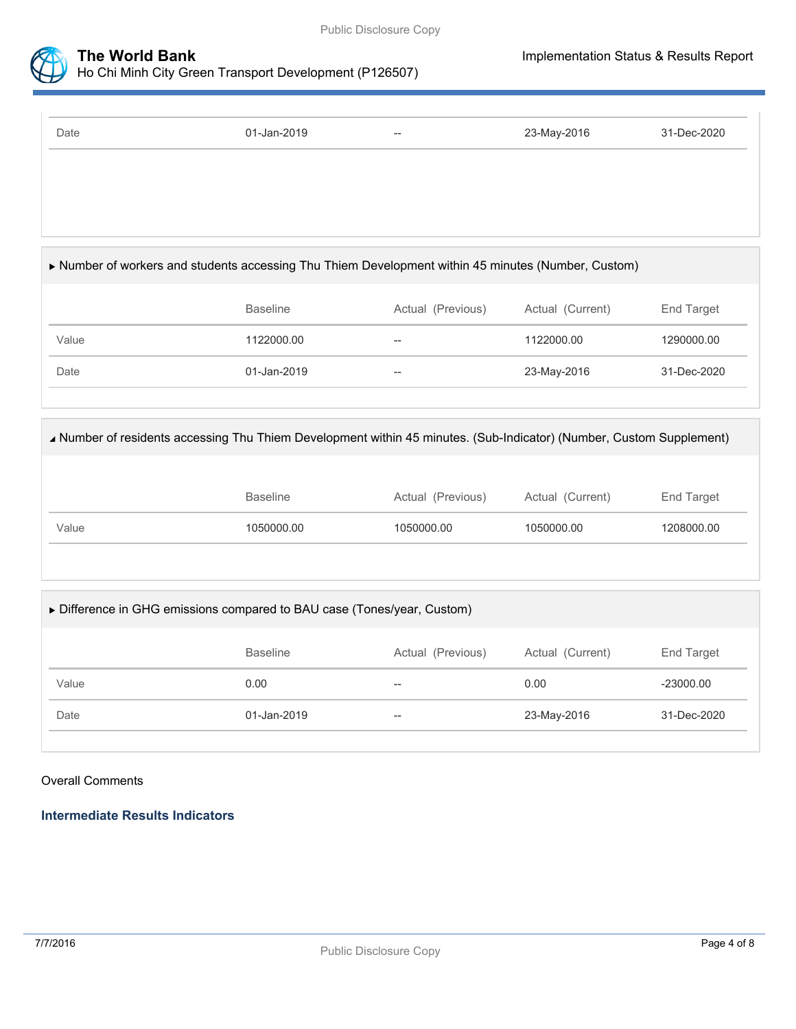| | | | | |
|---|---|---|---|---|
| Date | 01-Jan-2019 | -- | 23-May-2016 | 31-Dec-2020 |

▶ Number of workers and students accessing Thu Thiem Development within 45 minutes (Number, Custom)

| | Baseline | Actual (Previous) | Actual (Current) | End Target |
|---|---|---|---|---|
| Value | 1122000.00 | -- | 1122000.00 | 1290000.00 |
| Date | 01-Jan-2019 | -- | 23-May-2016 | 31-Dec-2020 |

◢ Number of residents accessing Thu Thiem Development within 45 minutes. (Sub-Indicator) (Number, Custom Supplement)

| | Baseline | Actual (Previous) | Actual (Current) | End Target |
|---|---|---|---|---|
| Value | 1050000.00 | 1050000.00 | 1050000.00 | 1208000.00 |

▶ Difference in GHG emissions compared to BAU case (Tones/year, Custom)

| | Baseline | Actual (Previous) | Actual (Current) | End Target |
|---|---|---|---|---|
| Value | 0.00 | -- | 0.00 | -23000.00 |
| Date | 01-Jan-2019 | -- | 23-May-2016 | 31-Dec-2020 |

Overall Comments

### Intermediate Results Indicators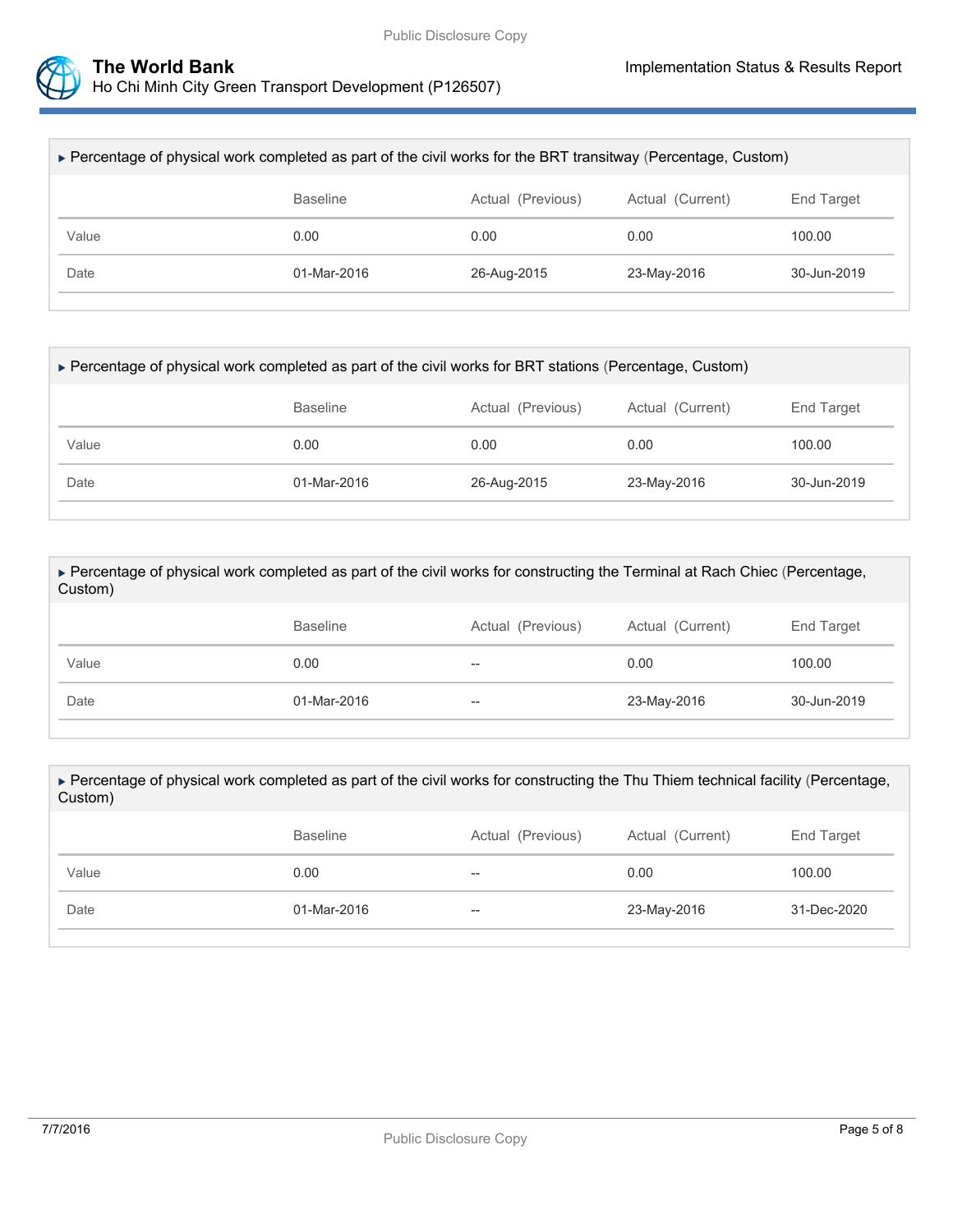▸ Percentage of physical work completed as part of the civil works for the BRT transitway (Percentage, Custom)

| | Baseline | Actual (Previous) | Actual (Current) | End Target |
|---|---|---|---|---|
| Value | 0.00 | 0.00 | 0.00 | 100.00 |
| Date | 01-Mar-2016 | 26-Aug-2015 | 23-May-2016 | 30-Jun-2019 |

▸ Percentage of physical work completed as part of the civil works for BRT stations (Percentage, Custom)

| | Baseline | Actual (Previous) | Actual (Current) | End Target |
|---|---|---|---|---|
| Value | 0.00 | 0.00 | 0.00 | 100.00 |
| Date | 01-Mar-2016 | 26-Aug-2015 | 23-May-2016 | 30-Jun-2019 |

▸ Percentage of physical work completed as part of the civil works for constructing the Terminal at Rach Chiec (Percentage, Custom)

| | Baseline | Actual (Previous) | Actual (Current) | End Target |
|---|---|---|---|---|
| Value | 0.00 | -- | 0.00 | 100.00 |
| Date | 01-Mar-2016 | -- | 23-May-2016 | 30-Jun-2019 |

▸ Percentage of physical work completed as part of the civil works for constructing the Thu Thiem technical facility (Percentage, Custom)

| | Baseline | Actual (Previous) | Actual (Current) | End Target |
|---|---|---|---|---|
| Value | 0.00 | -- | 0.00 | 100.00 |
| Date | 01-Mar-2016 | -- | 23-May-2016 | 31-Dec-2020 |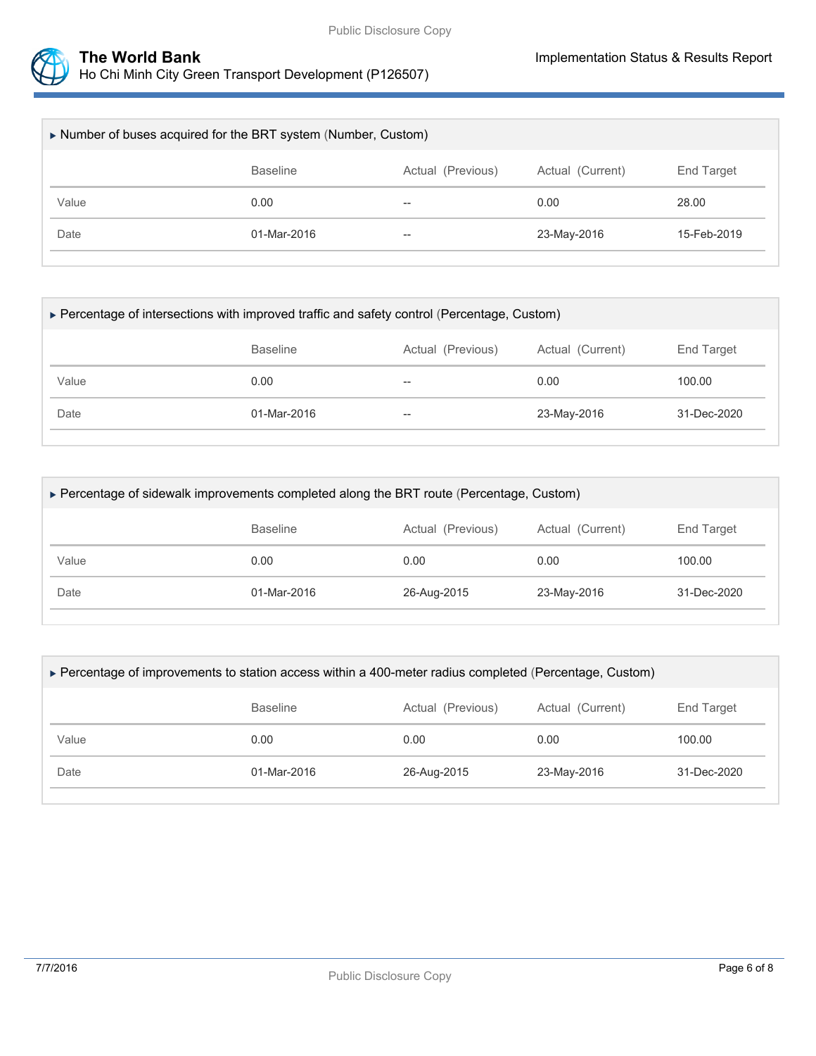▸ Number of buses acquired for the BRT system (Number, Custom)

| | Baseline | Actual (Previous) | Actual (Current) | End Target |
| --- | --- | --- | --- | --- |
| Value | 0.00 | -- | 0.00 | 28.00 |
| Date | 01-Mar-2016 | -- | 23-May-2016 | 15-Feb-2019 |

▸ Percentage of intersections with improved traffic and safety control (Percentage, Custom)

| | Baseline | Actual (Previous) | Actual (Current) | End Target |
| --- | --- | --- | --- | --- |
| Value | 0.00 | -- | 0.00 | 100.00 |
| Date | 01-Mar-2016 | -- | 23-May-2016 | 31-Dec-2020 |

▸ Percentage of sidewalk improvements completed along the BRT route (Percentage, Custom)

| | Baseline | Actual (Previous) | Actual (Current) | End Target |
| --- | --- | --- | --- | --- |
| Value | 0.00 | 0.00 | 0.00 | 100.00 |
| Date | 01-Mar-2016 | 26-Aug-2015 | 23-May-2016 | 31-Dec-2020 |

▸ Percentage of improvements to station access within a 400-meter radius completed (Percentage, Custom)

| | Baseline | Actual (Previous) | Actual (Current) | End Target |
| --- | --- | --- | --- | --- |
| Value | 0.00 | 0.00 | 0.00 | 100.00 |
| Date | 01-Mar-2016 | 26-Aug-2015 | 23-May-2016 | 31-Dec-2020 |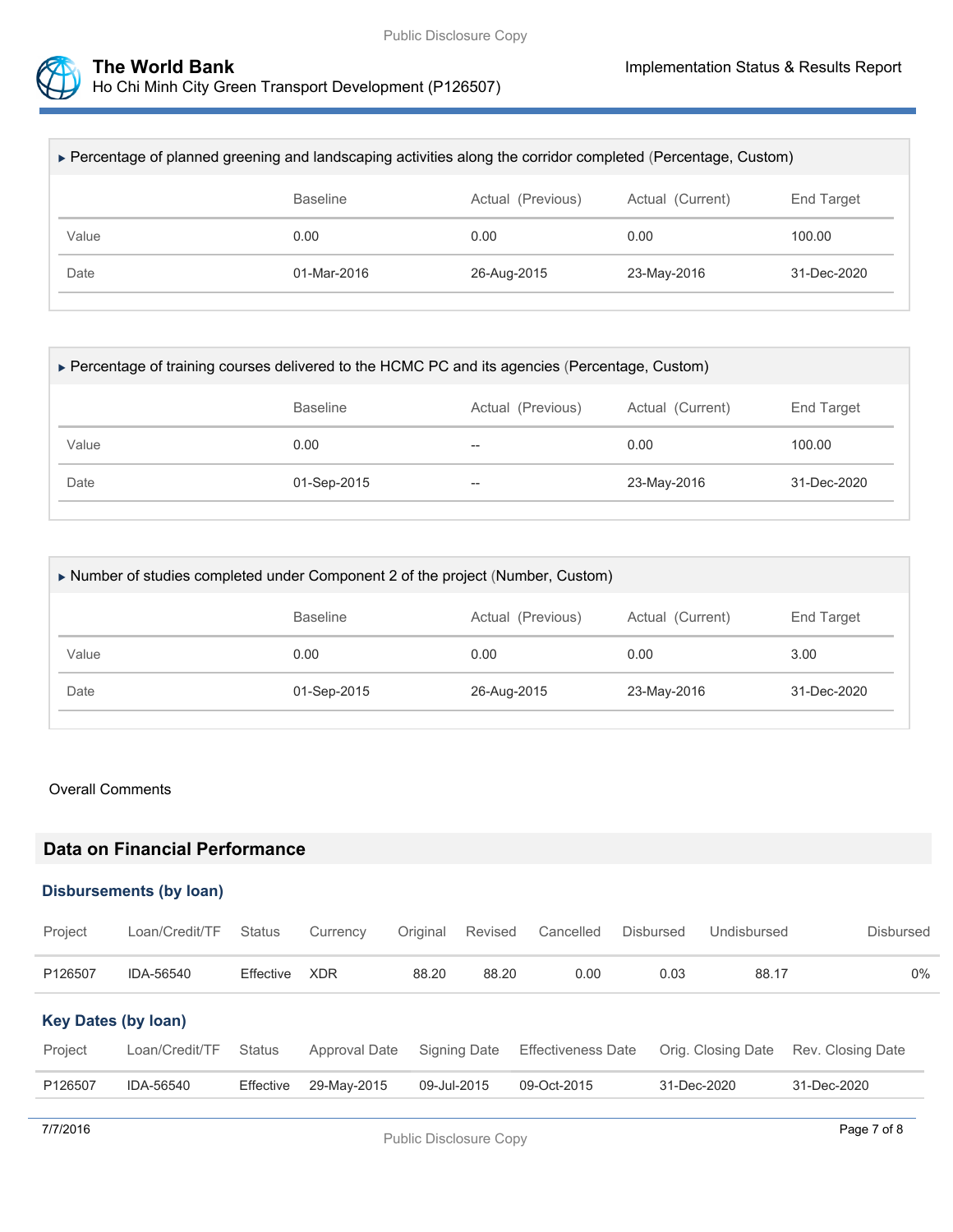▸ Percentage of planned greening and landscaping activities along the corridor completed (Percentage, Custom)

| | Baseline | Actual (Previous) | Actual (Current) | End Target |
|---|---|---|---|---|
| Value | 0.00 | 0.00 | 0.00 | 100.00 |
| Date | 01-Mar-2016 | 26-Aug-2015 | 23-May-2016 | 31-Dec-2020 |

▸ Percentage of training courses delivered to the HCMC PC and its agencies (Percentage, Custom)

| | Baseline | Actual (Previous) | Actual (Current) | End Target |
|---|---|---|---|---|
| Value | 0.00 | -- | 0.00 | 100.00 |
| Date | 01-Sep-2015 | -- | 23-May-2016 | 31-Dec-2020 |

▸ Number of studies completed under Component 2 of the project (Number, Custom)

| | Baseline | Actual (Previous) | Actual (Current) | End Target |
|---|---|---|---|---|
| Value | 0.00 | 0.00 | 0.00 | 3.00 |
| Date | 01-Sep-2015 | 26-Aug-2015 | 23-May-2016 | 31-Dec-2020 |

Overall Comments

## Data on Financial Performance

### Disbursements (by loan)

| Project | Loan/Credit/TF | Status | Currency | Original | Revised | Cancelled | Disbursed | Undisbursed | Disbursed |
|---|---|---|---|---|---|---|---|---|---|
| P126507 | IDA-56540 | Effective | XDR | 88.20 | 88.20 | 0.00 | 0.03 | 88.17 | 0% |

### Key Dates (by loan)

| Project | Loan/Credit/TF | Status | Approval Date | Signing Date | Effectiveness Date | Orig. Closing Date | Rev. Closing Date |
|---|---|---|---|---|---|---|---|
| P126507 | IDA-56540 | Effective | 29-May-2015 | 09-Jul-2015 | 09-Oct-2015 | 31-Dec-2020 | 31-Dec-2020 |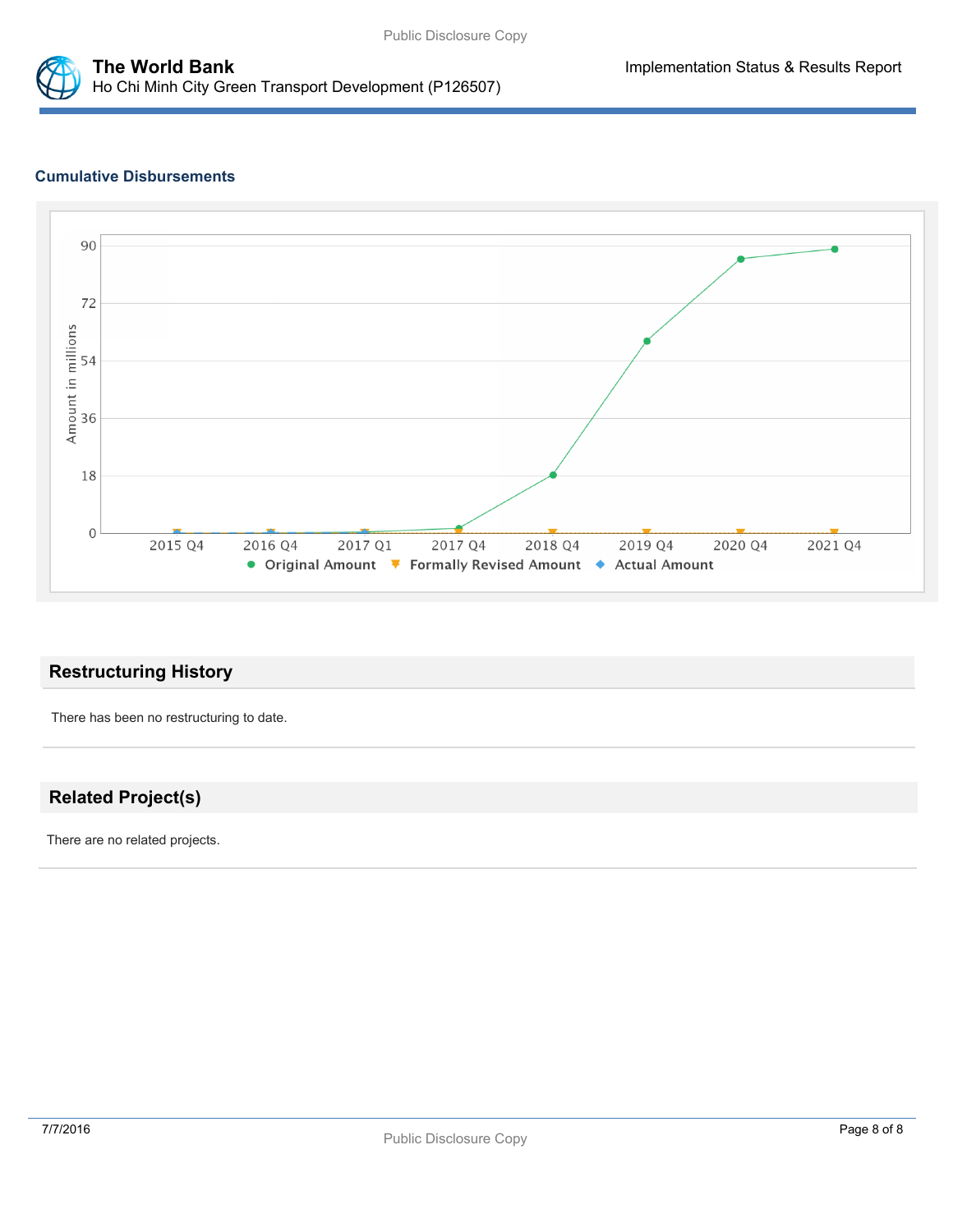### Cumulative Disbursements

90
72
54
36
18
0

Amount in millions

2015 Q4
2016 Q4
2017 Q1
2017 Q4
2018 Q4
2019 Q4
2020 Q4
2021 Q4

Original Amount
Formally Revised Amount
Actual Amount

## Restructuring History

There has been no restructuring to date.

## Related Project(s)

There are no related projects.